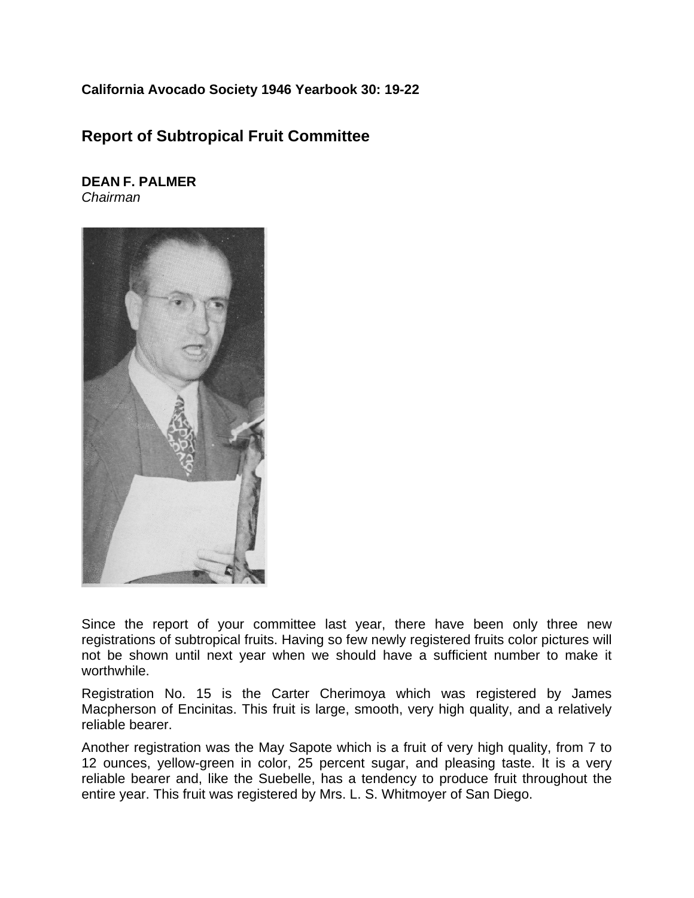**California Avocado Society 1946 Yearbook 30: 19-22**

## Report of Subtropical Fruit Committee

**DEAN F. PALMER**
*Chairman*

Since the report of your committee last year, there have been only three new registrations of subtropical fruits. Having so few newly registered fruits color pictures will not be shown until next year when we should have a sufficient number to make it worthwhile.

Registration No. 15 is the Carter Cherimoya which was registered by James Macpherson of Encinitas. This fruit is large, smooth, very high quality, and a relatively reliable bearer.

Another registration was the May Sapote which is a fruit of very high quality, from 7 to 12 ounces, yellow-green in color, 25 percent sugar, and pleasing taste. It is a very reliable bearer and, like the Suebelle, has a tendency to produce fruit throughout the entire year. This fruit was registered by Mrs. L. S. Whitmoyer of San Diego.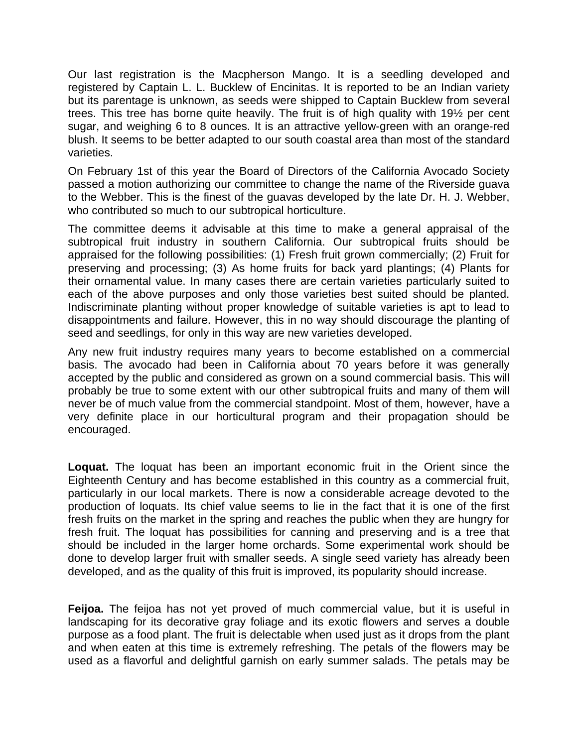Our last registration is the Macpherson Mango. It is a seedling developed and registered by Captain L. L. Bucklew of Encinitas. It is reported to be an Indian variety but its parentage is unknown, as seeds were shipped to Captain Bucklew from several trees. This tree has borne quite heavily. The fruit is of high quality with 19½ per cent sugar, and weighing 6 to 8 ounces. It is an attractive yellow-green with an orange-red blush. It seems to be better adapted to our south coastal area than most of the standard varieties.

On February 1st of this year the Board of Directors of the California Avocado Society passed a motion authorizing our committee to change the name of the Riverside guava to the Webber. This is the finest of the guavas developed by the late Dr. H. J. Webber, who contributed so much to our subtropical horticulture.

The committee deems it advisable at this time to make a general appraisal of the subtropical fruit industry in southern California. Our subtropical fruits should be appraised for the following possibilities: (1) Fresh fruit grown commercially; (2) Fruit for preserving and processing; (3) As home fruits for back yard plantings; (4) Plants for their ornamental value. In many cases there are certain varieties particularly suited to each of the above purposes and only those varieties best suited should be planted. Indiscriminate planting without proper knowledge of suitable varieties is apt to lead to disappointments and failure. However, this in no way should discourage the planting of seed and seedlings, for only in this way are new varieties developed.

Any new fruit industry requires many years to become established on a commercial basis. The avocado had been in California about 70 years before it was generally accepted by the public and considered as grown on a sound commercial basis. This will probably be true to some extent with our other subtropical fruits and many of them will never be of much value from the commercial standpoint. Most of them, however, have a very definite place in our horticultural program and their propagation should be encouraged.

**Loquat.** The loquat has been an important economic fruit in the Orient since the Eighteenth Century and has become established in this country as a commercial fruit, particularly in our local markets. There is now a considerable acreage devoted to the production of loquats. Its chief value seems to lie in the fact that it is one of the first fresh fruits on the market in the spring and reaches the public when they are hungry for fresh fruit. The loquat has possibilities for canning and preserving and is a tree that should be included in the larger home orchards. Some experimental work should be done to develop larger fruit with smaller seeds. A single seed variety has already been developed, and as the quality of this fruit is improved, its popularity should increase.

**Feijoa.** The feijoa has not yet proved of much commercial value, but it is useful in landscaping for its decorative gray foliage and its exotic flowers and serves a double purpose as a food plant. The fruit is delectable when used just as it drops from the plant and when eaten at this time is extremely refreshing. The petals of the flowers may be used as a flavorful and delightful garnish on early summer salads. The petals may be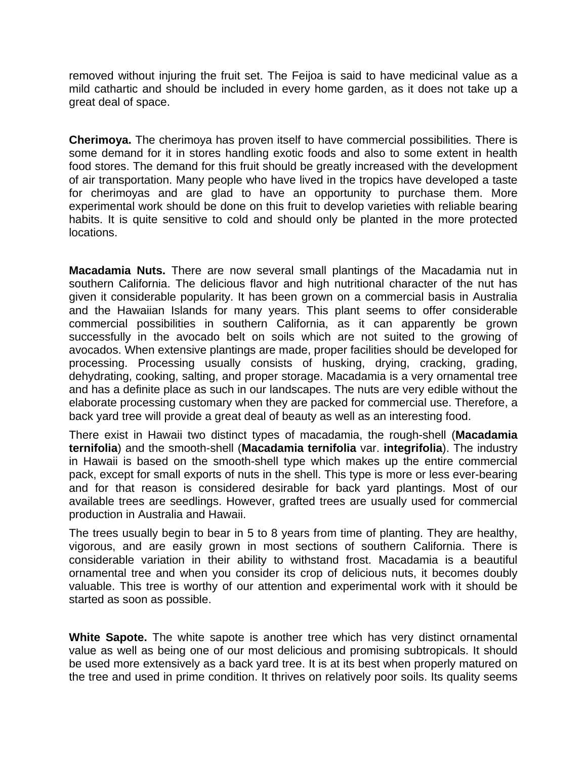removed without injuring the fruit set. The Feijoa is said to have medicinal value as a mild cathartic and should be included in every home garden, as it does not take up a great deal of space.

**Cherimoya.** The cherimoya has proven itself to have commercial possibilities. There is some demand for it in stores handling exotic foods and also to some extent in health food stores. The demand for this fruit should be greatly increased with the development of air transportation. Many people who have lived in the tropics have developed a taste for cherimoyas and are glad to have an opportunity to purchase them. More experimental work should be done on this fruit to develop varieties with reliable bearing habits. It is quite sensitive to cold and should only be planted in the more protected locations.

**Macadamia Nuts.** There are now several small plantings of the Macadamia nut in southern California. The delicious flavor and high nutritional character of the nut has given it considerable popularity. It has been grown on a commercial basis in Australia and the Hawaiian Islands for many years. This plant seems to offer considerable commercial possibilities in southern California, as it can apparently be grown successfully in the avocado belt on soils which are not suited to the growing of avocados. When extensive plantings are made, proper facilities should be developed for processing. Processing usually consists of husking, drying, cracking, grading, dehydrating, cooking, salting, and proper storage. Macadamia is a very ornamental tree and has a definite place as such in our landscapes. The nuts are very edible without the elaborate processing customary when they are packed for commercial use. Therefore, a back yard tree will provide a great deal of beauty as well as an interesting food.

There exist in Hawaii two distinct types of macadamia, the rough-shell (**Macadamia ternifolia**) and the smooth-shell (**Macadamia ternifolia** var. **integrifolia**). The industry in Hawaii is based on the smooth-shell type which makes up the entire commercial pack, except for small exports of nuts in the shell. This type is more or less ever-bearing and for that reason is considered desirable for back yard plantings. Most of our available trees are seedlings. However, grafted trees are usually used for commercial production in Australia and Hawaii.

The trees usually begin to bear in 5 to 8 years from time of planting. They are healthy, vigorous, and are easily grown in most sections of southern California. There is considerable variation in their ability to withstand frost. Macadamia is a beautiful ornamental tree and when you consider its crop of delicious nuts, it becomes doubly valuable. This tree is worthy of our attention and experimental work with it should be started as soon as possible.

**White Sapote.** The white sapote is another tree which has very distinct ornamental value as well as being one of our most delicious and promising subtropicals. It should be used more extensively as a back yard tree. It is at its best when properly matured on the tree and used in prime condition. It thrives on relatively poor soils. Its quality seems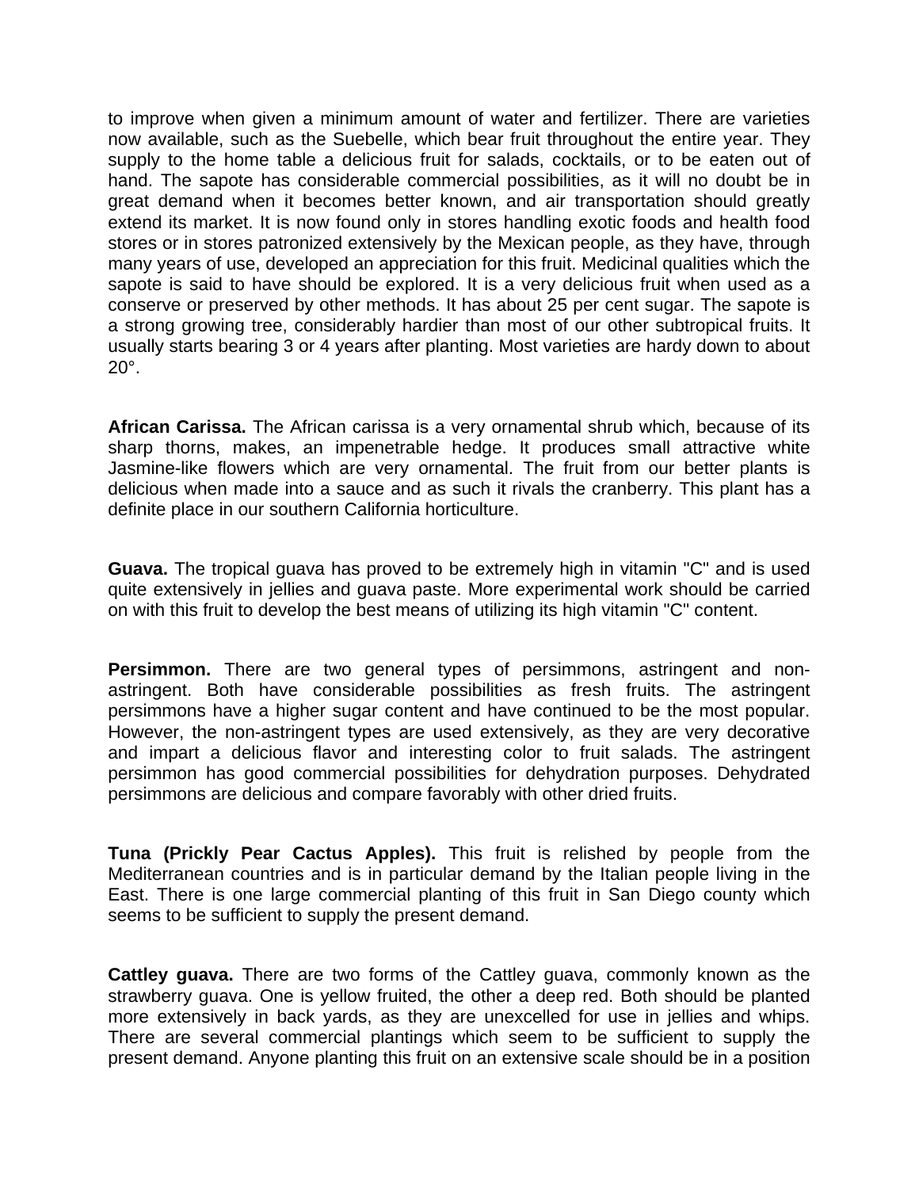to improve when given a minimum amount of water and fertilizer. There are varieties now available, such as the Suebelle, which bear fruit throughout the entire year. They supply to the home table a delicious fruit for salads, cocktails, or to be eaten out of hand. The sapote has considerable commercial possibilities, as it will no doubt be in great demand when it becomes better known, and air transportation should greatly extend its market. It is now found only in stores handling exotic foods and health food stores or in stores patronized extensively by the Mexican people, as they have, through many years of use, developed an appreciation for this fruit. Medicinal qualities which the sapote is said to have should be explored. It is a very delicious fruit when used as a conserve or preserved by other methods. It has about 25 per cent sugar. The sapote is a strong growing tree, considerably hardier than most of our other subtropical fruits. It usually starts bearing 3 or 4 years after planting. Most varieties are hardy down to about 20°.

**African Carissa.** The African carissa is a very ornamental shrub which, because of its sharp thorns, makes, an impenetrable hedge. It produces small attractive white Jasmine-like flowers which are very ornamental. The fruit from our better plants is delicious when made into a sauce and as such it rivals the cranberry. This plant has a definite place in our southern California horticulture.

**Guava.** The tropical guava has proved to be extremely high in vitamin "C" and is used quite extensively in jellies and guava paste. More experimental work should be carried on with this fruit to develop the best means of utilizing its high vitamin "C" content.

**Persimmon.** There are two general types of persimmons, astringent and non-astringent. Both have considerable possibilities as fresh fruits. The astringent persimmons have a higher sugar content and have continued to be the most popular. However, the non-astringent types are used extensively, as they are very decorative and impart a delicious flavor and interesting color to fruit salads. The astringent persimmon has good commercial possibilities for dehydration purposes. Dehydrated persimmons are delicious and compare favorably with other dried fruits.

**Tuna (Prickly Pear Cactus Apples).** This fruit is relished by people from the Mediterranean countries and is in particular demand by the Italian people living in the East. There is one large commercial planting of this fruit in San Diego county which seems to be sufficient to supply the present demand.

**Cattley guava.** There are two forms of the Cattley guava, commonly known as the strawberry guava. One is yellow fruited, the other a deep red. Both should be planted more extensively in back yards, as they are unexcelled for use in jellies and whips. There are several commercial plantings which seem to be sufficient to supply the present demand. Anyone planting this fruit on an extensive scale should be in a position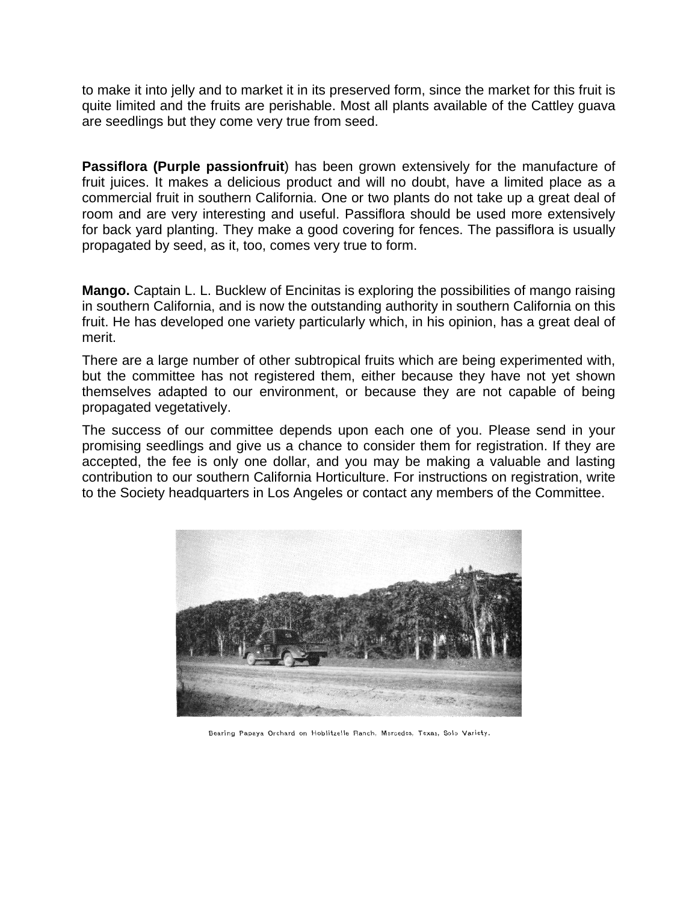to make it into jelly and to market it in its preserved form, since the market for this fruit is quite limited and the fruits are perishable. Most all plants available of the Cattley guava are seedlings but they come very true from seed.

**Passiflora (Purple passionfruit**) has been grown extensively for the manufacture of fruit juices. It makes a delicious product and will no doubt, have a limited place as a commercial fruit in southern California. One or two plants do not take up a great deal of room and are very interesting and useful. Passiflora should be used more extensively for back yard planting. They make a good covering for fences. The passiflora is usually propagated by seed, as it, too, comes very true to form.

**Mango.** Captain L. L. Bucklew of Encinitas is exploring the possibilities of mango raising in southern California, and is now the outstanding authority in southern California on this fruit. He has developed one variety particularly which, in his opinion, has a great deal of merit.

There are a large number of other subtropical fruits which are being experimented with, but the committee has not registered them, either because they have not yet shown themselves adapted to our environment, or because they are not capable of being propagated vegetatively.

The success of our committee depends upon each one of you. Please send in your promising seedlings and give us a chance to consider them for registration. If they are accepted, the fee is only one dollar, and you may be making a valuable and lasting contribution to our southern California Horticulture. For instructions on registration, write to the Society headquarters in Los Angeles or contact any members of the Committee.

Bearing Papaya Orchard on Hoblitzelle Ranch, Mercedes, Texas, Solo Variety.